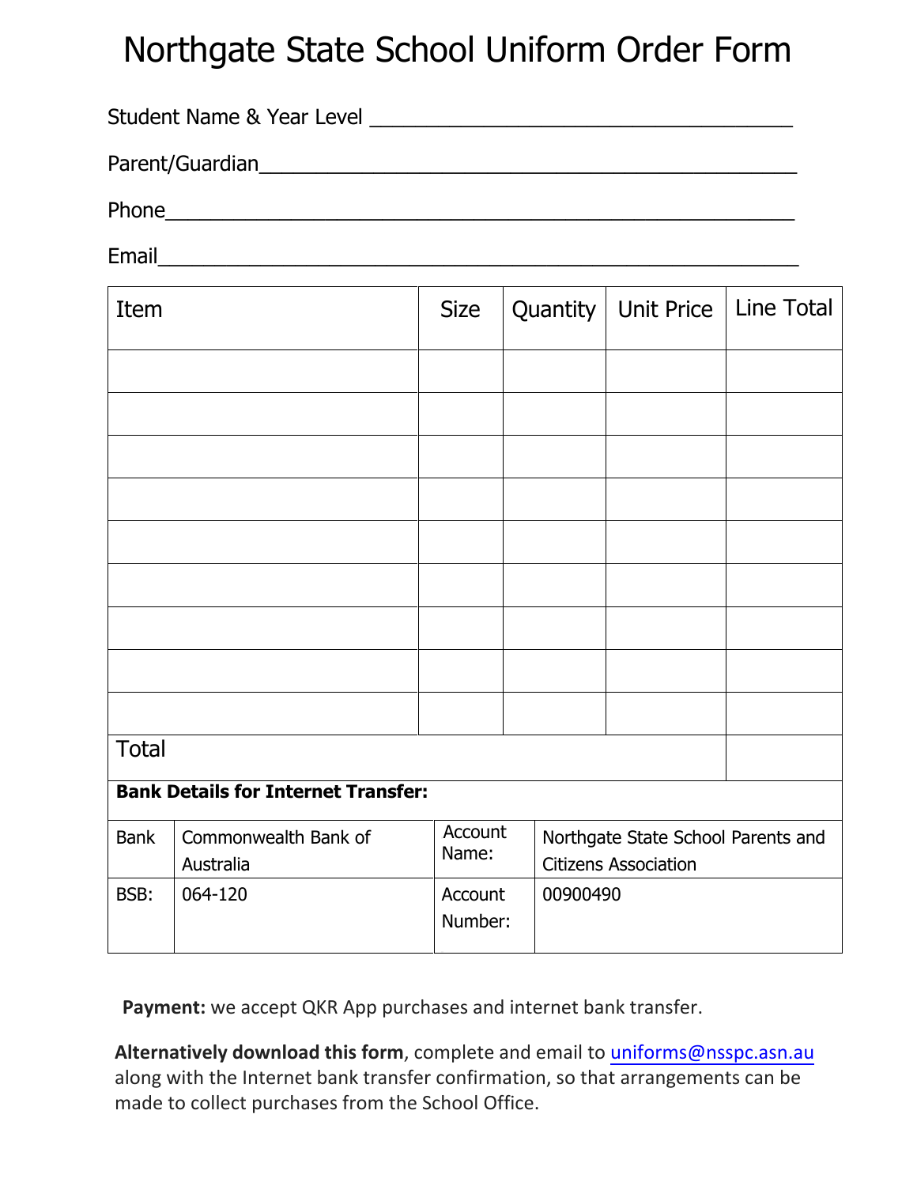# Northgate State School Uniform Order Form

Student Name & Year Level ____________________________________

Parent/Guardian______________________________________________

Phone_______________________________________________________

Email_______________________________________________________

| Item | Size | Quantity | Unit Price | Line Total |
|---|---|---|---|---|
| | | | | |
| | | | | |
| | | | | |
| | | | | |
| | | | | |
| | | | | |
| | | | | |
| | | | | |
| | | | | |
| Total | | | | |

**Bank Details for Internet Transfer:**

| Bank | Commonwealth Bank of Australia | Account Name: | Northgate State School Parents and Citizens Association |
|---|---|---|---|
| BSB: | 064-120 | Account Number: | 00900490 |

**Payment:** we accept QKR App purchases and internet bank transfer.

**Alternatively download this form**, complete and email to uniforms@nsspc.asn.au along with the Internet bank transfer confirmation, so that arrangements can be made to collect purchases from the School Office.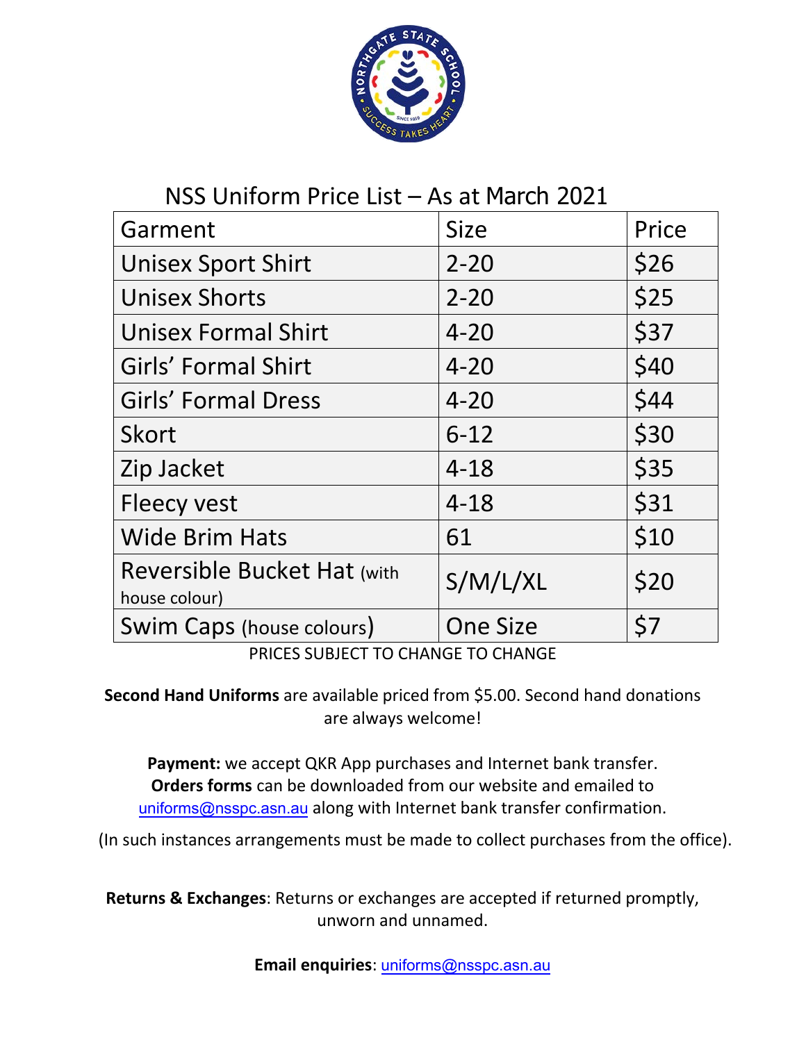# NSS Uniform Price List – As at March 2021

| Garment | Size | Price |
|---|---|---|
| Unisex Sport Shirt | 2-20 | $26 |
| Unisex Shorts | 2-20 | $25 |
| Unisex Formal Shirt | 4-20 | $37 |
| Girls' Formal Shirt | 4-20 | $40 |
| Girls' Formal Dress | 4-20 | $44 |
| Skort | 6-12 | $30 |
| Zip Jacket | 4-18 | $35 |
| Fleecy vest | 4-18 | $31 |
| Wide Brim Hats | 61 | $10 |
| Reversible Bucket Hat (with house colour) | S/M/L/XL | $20 |
| Swim Caps (house colours) | One Size | $7 |

PRICES SUBJECT TO CHANGE TO CHANGE

**Second Hand Uniforms** are available priced from $5.00. Second hand donations are always welcome!

**Payment:** we accept QKR App purchases and Internet bank transfer. **Orders forms** can be downloaded from our website and emailed to uniforms@nsspc.asn.au along with Internet bank transfer confirmation.

(In such instances arrangements must be made to collect purchases from the office).

**Returns & Exchanges**: Returns or exchanges are accepted if returned promptly, unworn and unnamed.

**Email enquiries**: uniforms@nsspc.asn.au